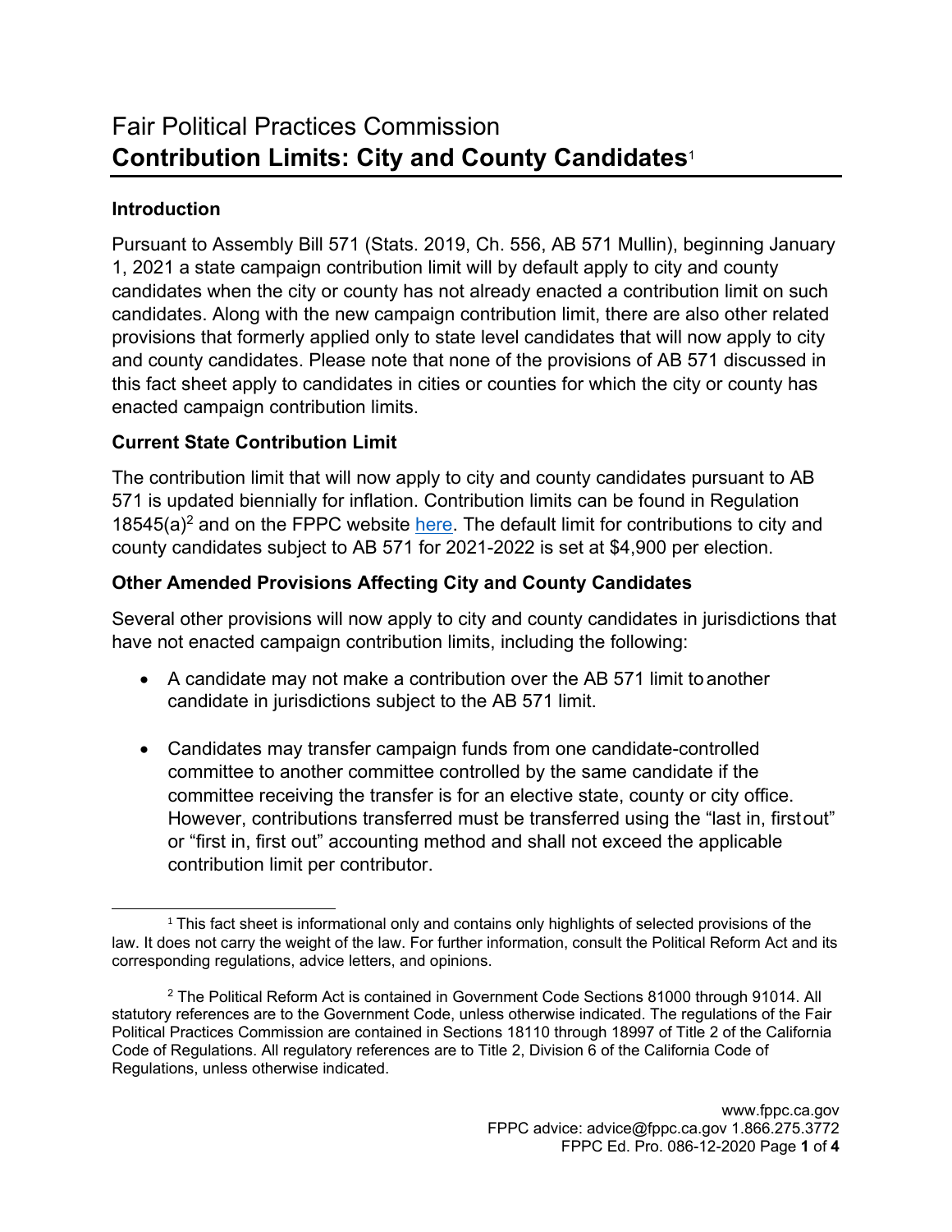# Fair Political Practices Commission
# **Contribution Limits: City and County Candidates**[1]

## Introduction

Pursuant to Assembly Bill 571 (Stats. 2019, Ch. 556, AB 571 Mullin), beginning January 1, 2021 a state campaign contribution limit will by default apply to city and county candidates when the city or county has not already enacted a contribution limit on such candidates. Along with the new campaign contribution limit, there are also other related provisions that formerly applied only to state level candidates that will now apply to city and county candidates. Please note that none of the provisions of AB 571 discussed in this fact sheet apply to candidates in cities or counties for which the city or county has enacted campaign contribution limits.

## Current State Contribution Limit

The contribution limit that will now apply to city and county candidates pursuant to AB 571 is updated biennially for inflation. Contribution limits can be found in Regulation 18545(a)[2] and on the FPPC website here. The default limit for contributions to city and county candidates subject to AB 571 for 2021-2022 is set at $4,900 per election.

## Other Amended Provisions Affecting City and County Candidates

Several other provisions will now apply to city and county candidates in jurisdictions that have not enacted campaign contribution limits, including the following:

- A candidate may not make a contribution over the AB 571 limit to another candidate in jurisdictions subject to the AB 571 limit.

- Candidates may transfer campaign funds from one candidate-controlled committee to another committee controlled by the same candidate if the committee receiving the transfer is for an elective state, county or city office. However, contributions transferred must be transferred using the "last in, first out" or "first in, first out" accounting method and shall not exceed the applicable contribution limit per contributor.

---

[1] This fact sheet is informational only and contains only highlights of selected provisions of the law. It does not carry the weight of the law. For further information, consult the Political Reform Act and its corresponding regulations, advice letters, and opinions.

[2] The Political Reform Act is contained in Government Code Sections 81000 through 91014. All statutory references are to the Government Code, unless otherwise indicated. The regulations of the Fair Political Practices Commission are contained in Sections 18110 through 18997 of Title 2 of the California Code of Regulations. All regulatory references are to Title 2, Division 6 of the California Code of Regulations, unless otherwise indicated.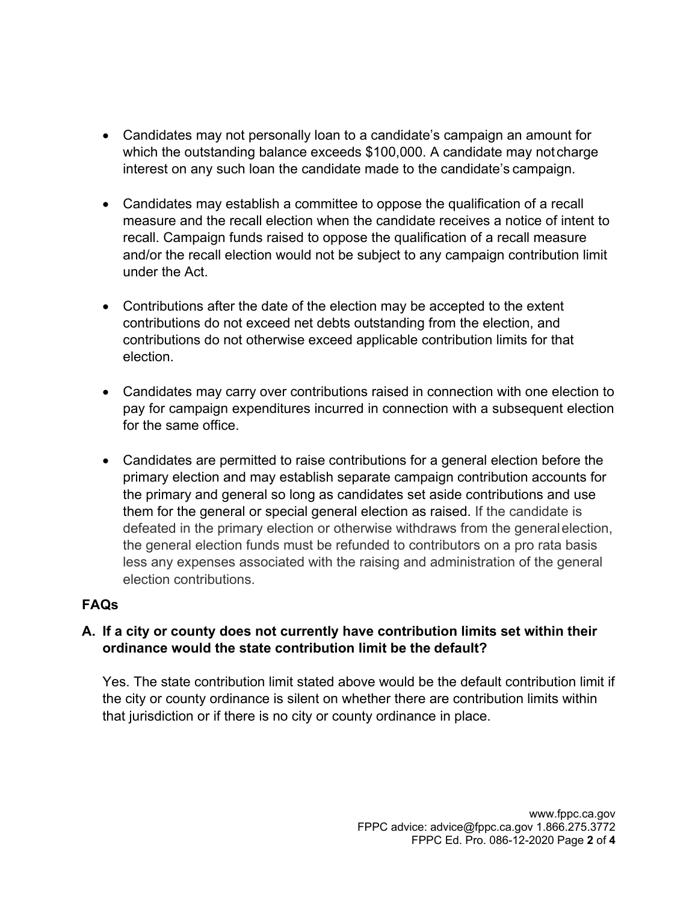- Candidates may not personally loan to a candidate's campaign an amount for which the outstanding balance exceeds $100,000. A candidate may not charge interest on any such loan the candidate made to the candidate's campaign.

- Candidates may establish a committee to oppose the qualification of a recall measure and the recall election when the candidate receives a notice of intent to recall. Campaign funds raised to oppose the qualification of a recall measure and/or the recall election would not be subject to any campaign contribution limit under the Act.

- Contributions after the date of the election may be accepted to the extent contributions do not exceed net debts outstanding from the election, and contributions do not otherwise exceed applicable contribution limits for that election.

- Candidates may carry over contributions raised in connection with one election to pay for campaign expenditures incurred in connection with a subsequent election for the same office.

- Candidates are permitted to raise contributions for a general election before the primary election and may establish separate campaign contribution accounts for the primary and general so long as candidates set aside contributions and use them for the general or special general election as raised. If the candidate is defeated in the primary election or otherwise withdraws from the general election, the general election funds must be refunded to contributors on a pro rata basis less any expenses associated with the raising and administration of the general election contributions.

## FAQs

### A. If a city or county does not currently have contribution limits set within their ordinance would the state contribution limit be the default?

Yes. The state contribution limit stated above would be the default contribution limit if the city or county ordinance is silent on whether there are contribution limits within that jurisdiction or if there is no city or county ordinance in place.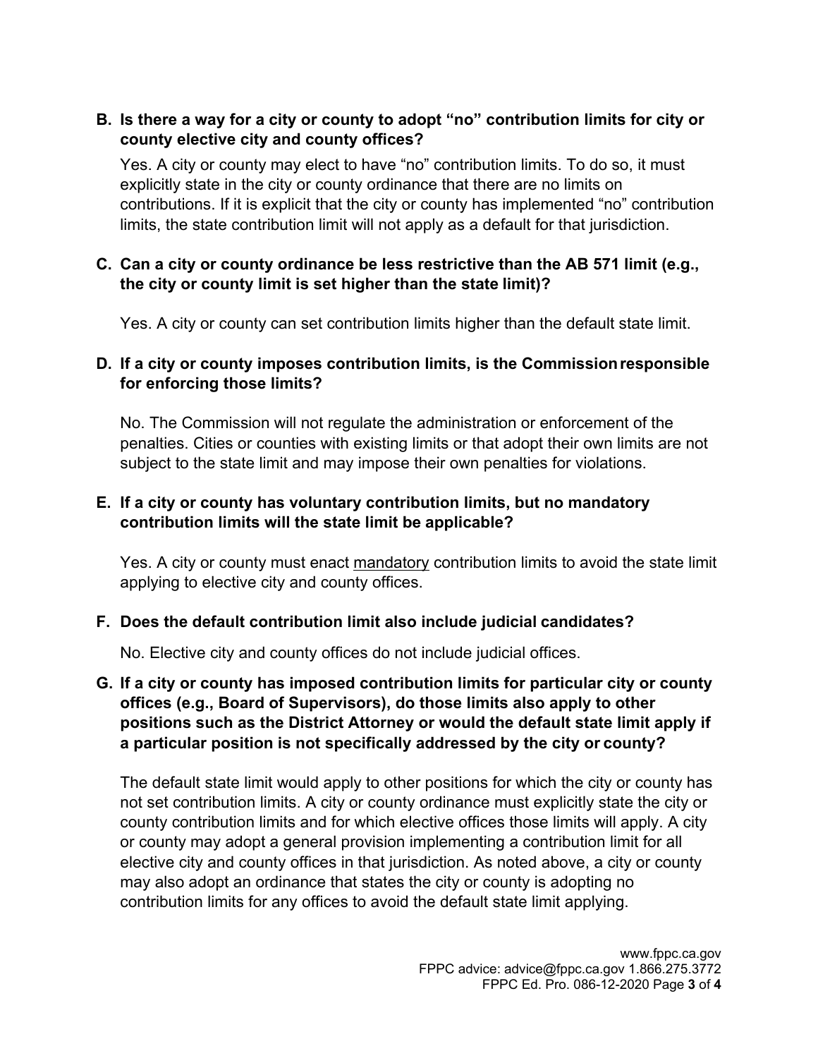**B. Is there a way for a city or county to adopt "no" contribution limits for city or county elective city and county offices?**

Yes. A city or county may elect to have "no" contribution limits. To do so, it must explicitly state in the city or county ordinance that there are no limits on contributions. If it is explicit that the city or county has implemented "no" contribution limits, the state contribution limit will not apply as a default for that jurisdiction.

**C. Can a city or county ordinance be less restrictive than the AB 571 limit (e.g., the city or county limit is set higher than the state limit)?**

Yes. A city or county can set contribution limits higher than the default state limit.

**D. If a city or county imposes contribution limits, is the Commission responsible for enforcing those limits?**

No. The Commission will not regulate the administration or enforcement of the penalties. Cities or counties with existing limits or that adopt their own limits are not subject to the state limit and may impose their own penalties for violations.

**E. If a city or county has voluntary contribution limits, but no mandatory contribution limits will the state limit be applicable?**

Yes. A city or county must enact <u>mandatory</u> contribution limits to avoid the state limit applying to elective city and county offices.

**F. Does the default contribution limit also include judicial candidates?**

No. Elective city and county offices do not include judicial offices.

**G. If a city or county has imposed contribution limits for particular city or county offices (e.g., Board of Supervisors), do those limits also apply to other positions such as the District Attorney or would the default state limit apply if a particular position is not specifically addressed by the city or county?**

The default state limit would apply to other positions for which the city or county has not set contribution limits. A city or county ordinance must explicitly state the city or county contribution limits and for which elective offices those limits will apply. A city or county may adopt a general provision implementing a contribution limit for all elective city and county offices in that jurisdiction. As noted above, a city or county may also adopt an ordinance that states the city or county is adopting no contribution limits for any offices to avoid the default state limit applying.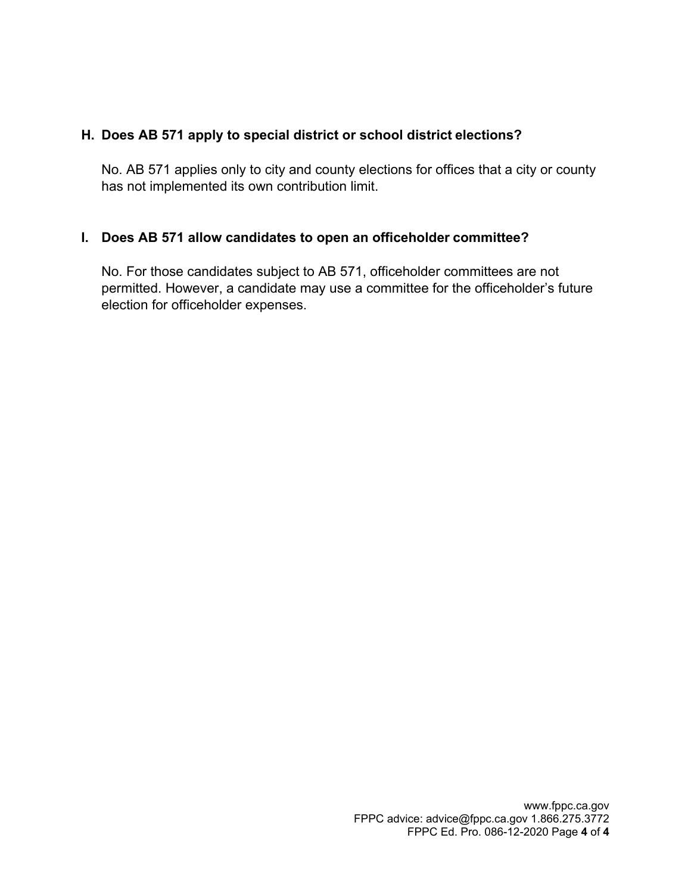### H. Does AB 571 apply to special district or school district elections?

No. AB 571 applies only to city and county elections for offices that a city or county has not implemented its own contribution limit.

### I. Does AB 571 allow candidates to open an officeholder committee?

No. For those candidates subject to AB 571, officeholder committees are not permitted. However, a candidate may use a committee for the officeholder's future election for officeholder expenses.